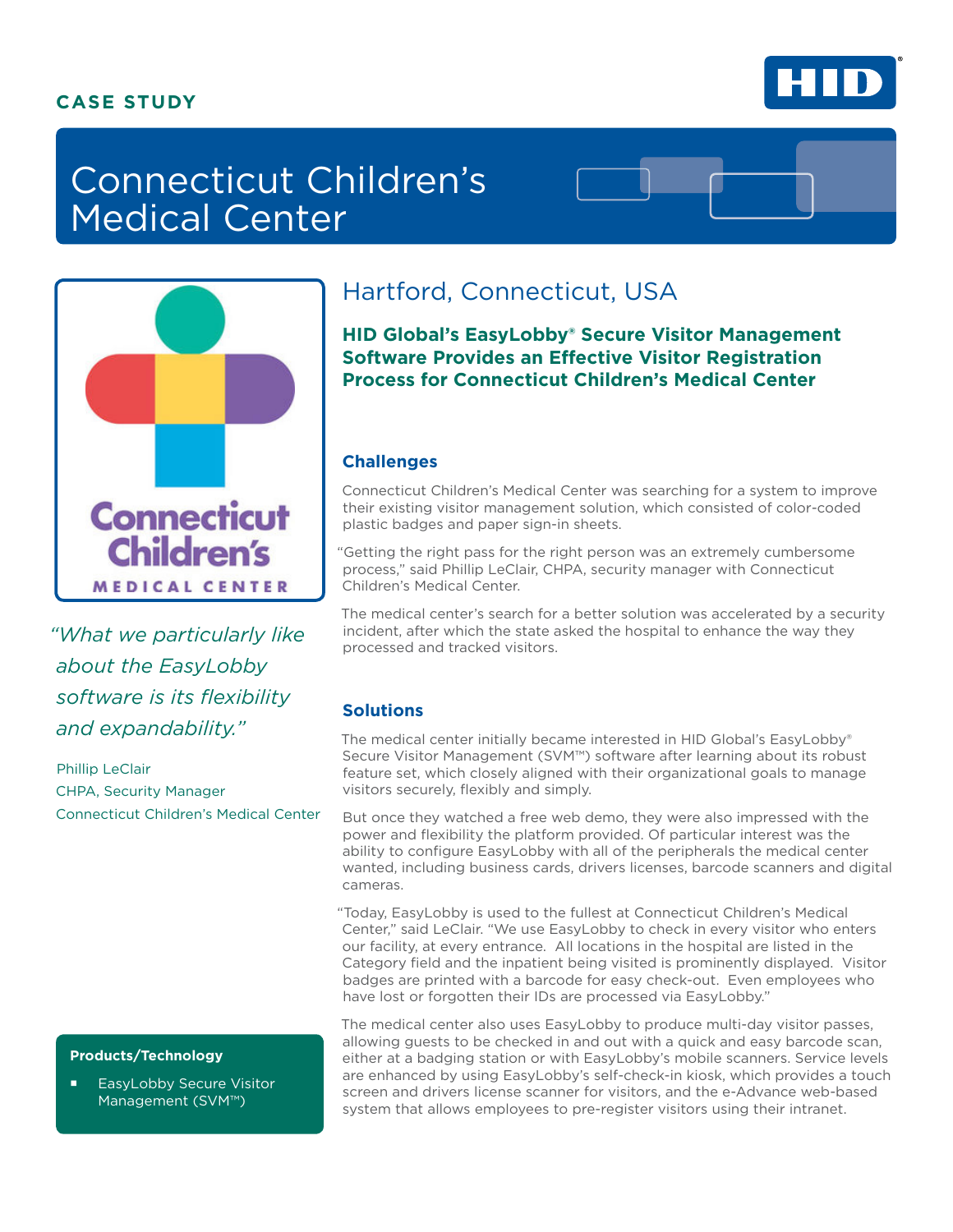CASE STUDY

# Connecticut Children's Medical Center

## Hartford, Connecticut, USA

### HID Global's EasyLobby® Secure Visitor Management Software Provides an Effective Visitor Registration Process for Connecticut Children's Medical Center

*"What we particularly like about the EasyLobby software is its flexibility and expandability."*

Phillip LeClair
CHPA, Security Manager
Connecticut Children's Medical Center

### Challenges

Connecticut Children's Medical Center was searching for a system to improve their existing visitor management solution, which consisted of color-coded plastic badges and paper sign-in sheets.

"Getting the right pass for the right person was an extremely cumbersome process," said Phillip LeClair, CHPA, security manager with Connecticut Children's Medical Center.

The medical center's search for a better solution was accelerated by a security incident, after which the state asked the hospital to enhance the way they processed and tracked visitors.

### Solutions

The medical center initially became interested in HID Global's EasyLobby® Secure Visitor Management (SVM™) software after learning about its robust feature set, which closely aligned with their organizational goals to manage visitors securely, flexibly and simply.

But once they watched a free web demo, they were also impressed with the power and flexibility the platform provided. Of particular interest was the ability to configure EasyLobby with all of the peripherals the medical center wanted, including business cards, drivers licenses, barcode scanners and digital cameras.

"Today, EasyLobby is used to the fullest at Connecticut Children's Medical Center," said LeClair. "We use EasyLobby to check in every visitor who enters our facility, at every entrance. All locations in the hospital are listed in the Category field and the inpatient being visited is prominently displayed. Visitor badges are printed with a barcode for easy check-out. Even employees who have lost or forgotten their IDs are processed via EasyLobby."

The medical center also uses EasyLobby to produce multi-day visitor passes, allowing guests to be checked in and out with a quick and easy barcode scan, either at a badging station or with EasyLobby's mobile scanners. Service levels are enhanced by using EasyLobby's self-check-in kiosk, which provides a touch screen and drivers license scanner for visitors, and the e-Advance web-based system that allows employees to pre-register visitors using their intranet.

**Products/Technology**

- EasyLobby Secure Visitor Management (SVM™)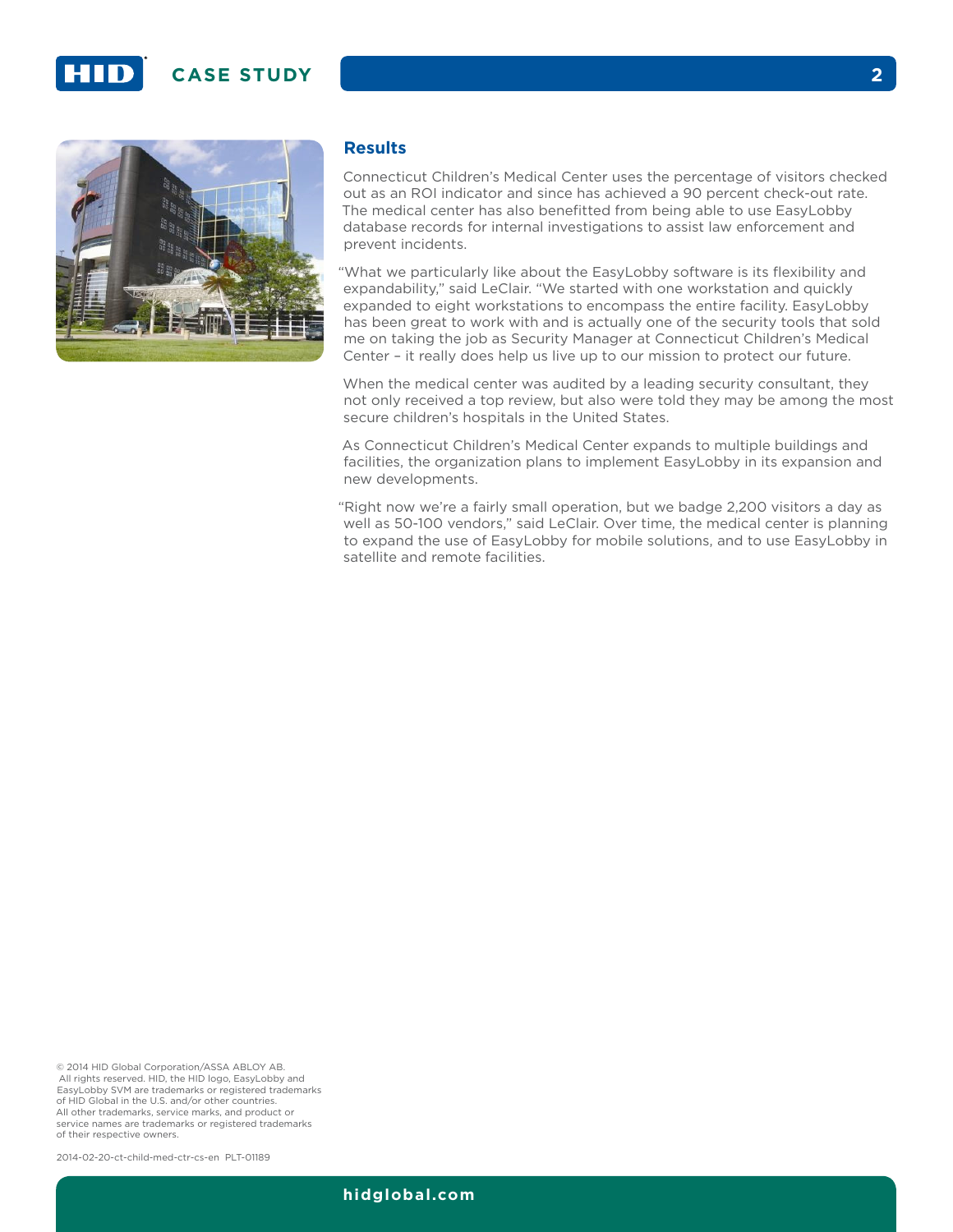## Results

Connecticut Children's Medical Center uses the percentage of visitors checked out as an ROI indicator and since has achieved a 90 percent check-out rate. The medical center has also benefitted from being able to use EasyLobby database records for internal investigations to assist law enforcement and prevent incidents.

"What we particularly like about the EasyLobby software is its flexibility and expandability," said LeClair. "We started with one workstation and quickly expanded to eight workstations to encompass the entire facility. EasyLobby has been great to work with and is actually one of the security tools that sold me on taking the job as Security Manager at Connecticut Children's Medical Center – it really does help us live up to our mission to protect our future.

When the medical center was audited by a leading security consultant, they not only received a top review, but also were told they may be among the most secure children's hospitals in the United States.

As Connecticut Children's Medical Center expands to multiple buildings and facilities, the organization plans to implement EasyLobby in its expansion and new developments.

"Right now we're a fairly small operation, but we badge 2,200 visitors a day as well as 50-100 vendors," said LeClair. Over time, the medical center is planning to expand the use of EasyLobby for mobile solutions, and to use EasyLobby in satellite and remote facilities.

© 2014 HID Global Corporation/ASSA ABLOY AB. All rights reserved. HID, the HID logo, EasyLobby and EasyLobby SVM are trademarks or registered trademarks of HID Global in the U.S. and/or other countries. All other trademarks, service marks, and product or service names are trademarks or registered trademarks of their respective owners.

2014-02-20-ct-child-med-ctr-cs-en PLT-01189

hidglobal.com